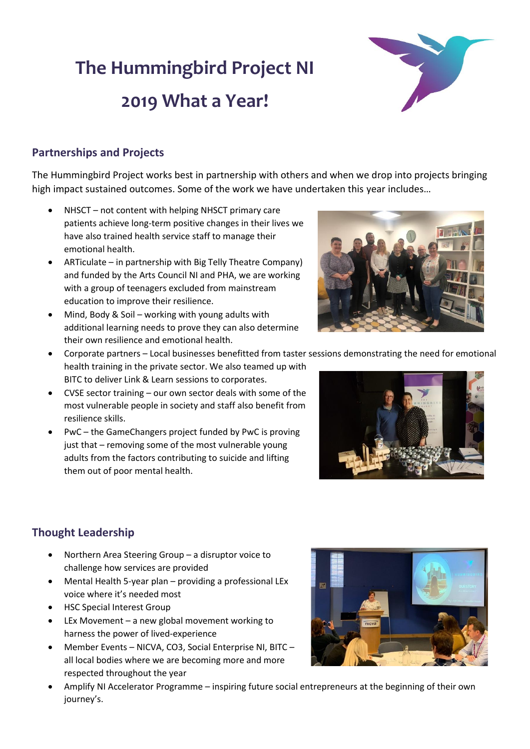# The Hummingbird Project NI

# 2019 What a Year!

## Partnerships and Projects

The Hummingbird Project works best in partnership with others and when we drop into projects bringing high impact sustained outcomes. Some of the work we have undertaken this year includes…

- NHSCT – not content with helping NHSCT primary care patients achieve long-term positive changes in their lives we have also trained health service staff to manage their emotional health.
- ARTiculate – in partnership with Big Telly Theatre Company) and funded by the Arts Council NI and PHA, we are working with a group of teenagers excluded from mainstream education to improve their resilience.
- Mind, Body & Soil – working with young adults with additional learning needs to prove they can also determine their own resilience and emotional health.
- Corporate partners – Local businesses benefitted from taster sessions demonstrating the need for emotional health training in the private sector. We also teamed up with BITC to deliver Link & Learn sessions to corporates.
- CVSE sector training – our own sector deals with some of the most vulnerable people in society and staff also benefit from resilience skills.
- PwC – the GameChangers project funded by PwC is proving just that – removing some of the most vulnerable young adults from the factors contributing to suicide and lifting them out of poor mental health.

## Thought Leadership

- Northern Area Steering Group – a disruptor voice to challenge how services are provided
- Mental Health 5-year plan – providing a professional LEx voice where it's needed most
- HSC Special Interest Group
- LEx Movement – a new global movement working to harness the power of lived-experience
- Member Events – NICVA, CO3, Social Enterprise NI, BITC – all local bodies where we are becoming more and more respected throughout the year
- Amplify NI Accelerator Programme – inspiring future social entrepreneurs at the beginning of their own journey's.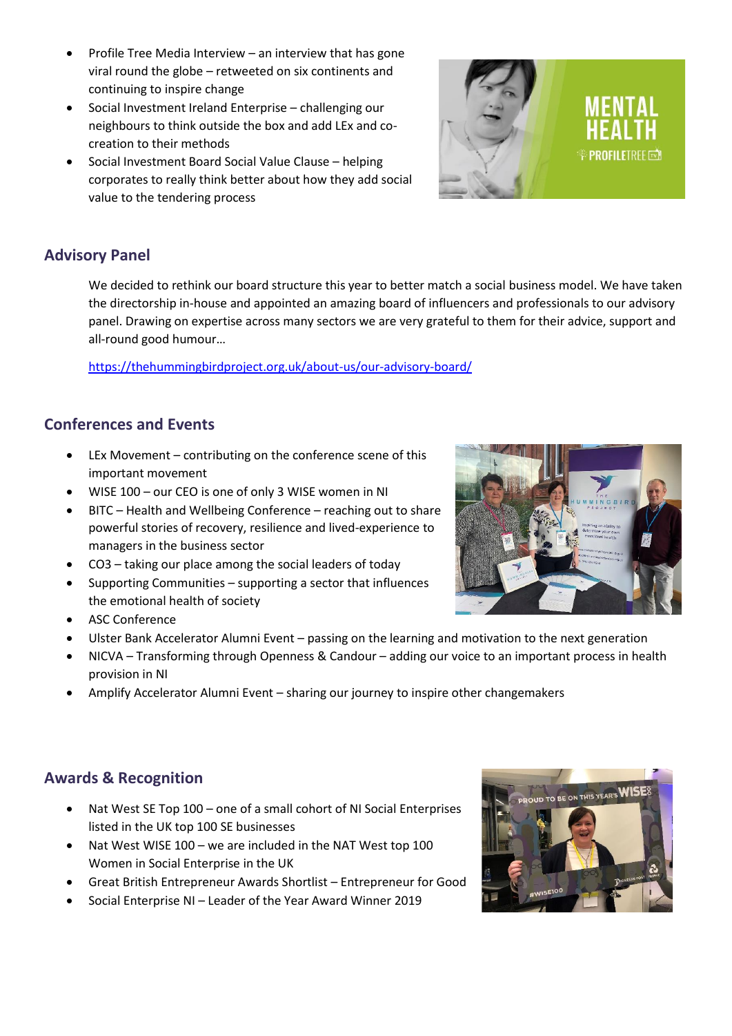- Profile Tree Media Interview – an interview that has gone viral round the globe – retweeted on six continents and continuing to inspire change
- Social Investment Ireland Enterprise – challenging our neighbours to think outside the box and add LEx and co-creation to their methods
- Social Investment Board Social Value Clause – helping corporates to really think better about how they add social value to the tendering process

## Advisory Panel

We decided to rethink our board structure this year to better match a social business model. We have taken the directorship in-house and appointed an amazing board of influencers and professionals to our advisory panel. Drawing on expertise across many sectors we are very grateful to them for their advice, support and all-round good humour…

https://thehummingbirdproject.org.uk/about-us/our-advisory-board/

## Conferences and Events

- LEx Movement – contributing on the conference scene of this important movement
- WISE 100 – our CEO is one of only 3 WISE women in NI
- BITC – Health and Wellbeing Conference – reaching out to share powerful stories of recovery, resilience and lived-experience to managers in the business sector
- CO3 – taking our place among the social leaders of today
- Supporting Communities – supporting a sector that influences the emotional health of society
- ASC Conference
- Ulster Bank Accelerator Alumni Event – passing on the learning and motivation to the next generation
- NICVA – Transforming through Openness & Candour – adding our voice to an important process in health provision in NI
- Amplify Accelerator Alumni Event – sharing our journey to inspire other changemakers

## Awards & Recognition

- Nat West SE Top 100 – one of a small cohort of NI Social Enterprises listed in the UK top 100 SE businesses
- Nat West WISE 100 – we are included in the NAT West top 100 Women in Social Enterprise in the UK
- Great British Entrepreneur Awards Shortlist – Entrepreneur for Good
- Social Enterprise NI – Leader of the Year Award Winner 2019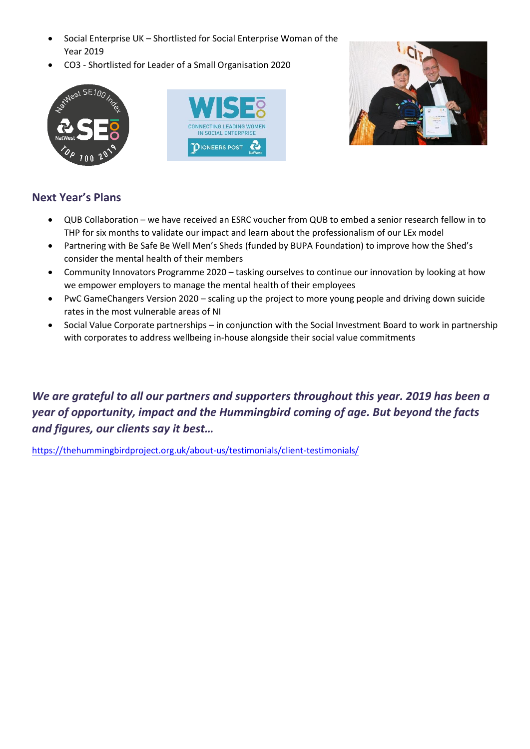- Social Enterprise UK – Shortlisted for Social Enterprise Woman of the Year 2019
- CO3 - Shortlisted for Leader of a Small Organisation 2020

## Next Year's Plans

- QUB Collaboration – we have received an ESRC voucher from QUB to embed a senior research fellow in to THP for six months to validate our impact and learn about the professionalism of our LEx model
- Partnering with Be Safe Be Well Men's Sheds (funded by BUPA Foundation) to improve how the Shed's consider the mental health of their members
- Community Innovators Programme 2020 – tasking ourselves to continue our innovation by looking at how we empower employers to manage the mental health of their employees
- PwC GameChangers Version 2020 – scaling up the project to more young people and driving down suicide rates in the most vulnerable areas of NI
- Social Value Corporate partnerships – in conjunction with the Social Investment Board to work in partnership with corporates to address wellbeing in-house alongside their social value commitments

***We are grateful to all our partners and supporters throughout this year. 2019 has been a year of opportunity, impact and the Hummingbird coming of age. But beyond the facts and figures, our clients say it best…***

https://thehummingbirdproject.org.uk/about-us/testimonials/client-testimonials/